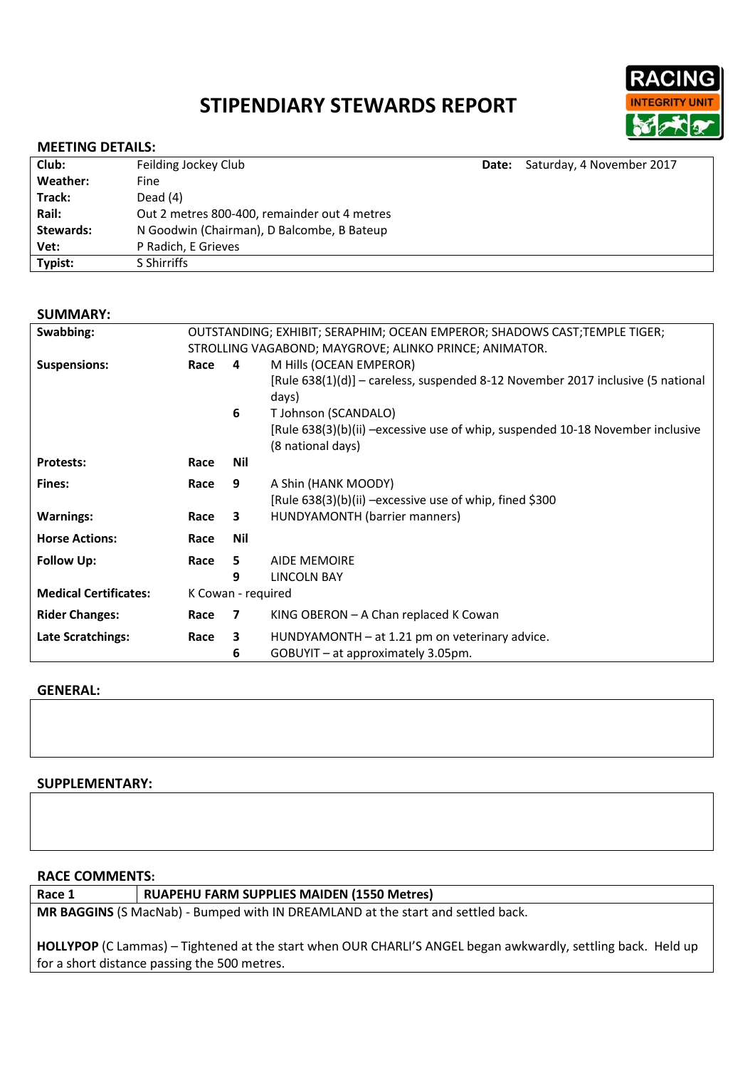# STIPENDIARY STEWARDS REPORT

RACING INTEGRITY UNIT

## MEETING DETAILS:

| | | | |
|---|---|---|---|
| **Club:** | Feilding Jockey Club | **Date:** | Saturday, 4 November 2017 |
| **Weather:** | Fine | | |
| **Track:** | Dead (4) | | |
| **Rail:** | Out 2 metres 800-400, remainder out 4 metres | | |
| **Stewards:** | N Goodwin (Chairman), D Balcombe, B Bateup | | |
| **Vet:** | P Radich, E Grieves | | |
| **Typist:** | S Shirriffs | | |

## SUMMARY:

| | | | |
|---|---|---|---|
| **Swabbing:** | OUTSTANDING; EXHIBIT; SERAPHIM; OCEAN EMPEROR; SHADOWS CAST;TEMPLE TIGER; STROLLING VAGABOND; MAYGROVE; ALINKO PRINCE; ANIMATOR. | | |
| **Suspensions:** | Race | 4 | M Hills (OCEAN EMPEROR)<br>[Rule 638(1)(d)] – careless, suspended 8-12 November 2017 inclusive (5 national days) |
| | | 6 | T Johnson (SCANDALO)<br>[Rule 638(3)(b)(ii) –excessive use of whip, suspended 10-18 November inclusive (8 national days) |
| **Protests:** | Race | Nil | |
| **Fines:** | Race | 9 | A Shin (HANK MOODY)<br>[Rule 638(3)(b)(ii) –excessive use of whip, fined $300 |
| **Warnings:** | Race | 3 | HUNDYAMONTH (barrier manners) |
| **Horse Actions:** | Race | Nil | |
| **Follow Up:** | Race | 5 | AIDE MEMOIRE |
| | | 9 | LINCOLN BAY |
| **Medical Certificates:** | K Cowan - required | | |
| **Rider Changes:** | Race | 7 | KING OBERON – A Chan replaced K Cowan |
| **Late Scratchings:** | Race | 3 | HUNDYAMONTH – at 1.21 pm on veterinary advice. |
| | | 6 | GOBUYIT – at approximately 3.05pm. |

## GENERAL:

## SUPPLEMENTARY:

## RACE COMMENTS:

| Race 1 | RUAPEHU FARM SUPPLIES MAIDEN (1550 Metres) |
|---|---|

**MR BAGGINS** (S MacNab) - Bumped with IN DREAMLAND at the start and settled back.

**HOLLYPOP** (C Lammas) – Tightened at the start when OUR CHARLI'S ANGEL began awkwardly, settling back. Held up for a short distance passing the 500 metres.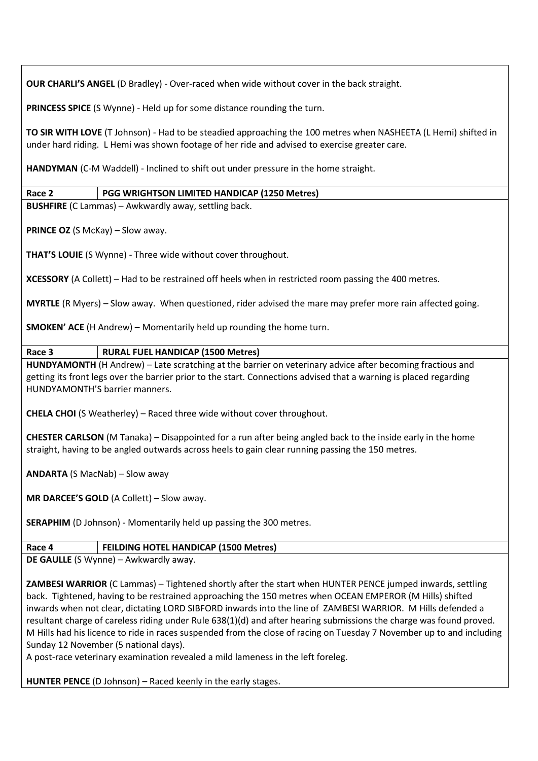**OUR CHARLI'S ANGEL** (D Bradley) - Over-raced when wide without cover in the back straight.

**PRINCESS SPICE** (S Wynne) - Held up for some distance rounding the turn.

**TO SIR WITH LOVE** (T Johnson) - Had to be steadied approaching the 100 metres when NASHEETA (L Hemi) shifted in under hard riding. L Hemi was shown footage of her ride and advised to exercise greater care.

**HANDYMAN** (C-M Waddell) - Inclined to shift out under pressure in the home straight.

| Race 2 | PGG WRIGHTSON LIMITED HANDICAP (1250 Metres) |
|---|---|

**BUSHFIRE** (C Lammas) – Awkwardly away, settling back.

**PRINCE OZ** (S McKay) – Slow away.

**THAT'S LOUIE** (S Wynne) - Three wide without cover throughout.

**XCESSORY** (A Collett) – Had to be restrained off heels when in restricted room passing the 400 metres.

**MYRTLE** (R Myers) – Slow away. When questioned, rider advised the mare may prefer more rain affected going.

**SMOKEN' ACE** (H Andrew) – Momentarily held up rounding the home turn.

| Race 3 | RURAL FUEL HANDICAP (1500 Metres) |
|---|---|

**HUNDYAMONTH** (H Andrew) – Late scratching at the barrier on veterinary advice after becoming fractious and getting its front legs over the barrier prior to the start. Connections advised that a warning is placed regarding HUNDYAMONTH'S barrier manners.

**CHELA CHOI** (S Weatherley) – Raced three wide without cover throughout.

**CHESTER CARLSON** (M Tanaka) – Disappointed for a run after being angled back to the inside early in the home straight, having to be angled outwards across heels to gain clear running passing the 150 metres.

**ANDARTA** (S MacNab) – Slow away

**MR DARCEE'S GOLD** (A Collett) – Slow away.

**SERAPHIM** (D Johnson) - Momentarily held up passing the 300 metres.

| Race 4 | FEILDING HOTEL HANDICAP (1500 Metres) |
|---|---|

**DE GAULLE** (S Wynne) – Awkwardly away.

**ZAMBESI WARRIOR** (C Lammas) – Tightened shortly after the start when HUNTER PENCE jumped inwards, settling back. Tightened, having to be restrained approaching the 150 metres when OCEAN EMPEROR (M Hills) shifted inwards when not clear, dictating LORD SIBFORD inwards into the line of ZAMBESI WARRIOR. M Hills defended a resultant charge of careless riding under Rule 638(1)(d) and after hearing submissions the charge was found proved. M Hills had his licence to ride in races suspended from the close of racing on Tuesday 7 November up to and including Sunday 12 November (5 national days).
A post-race veterinary examination revealed a mild lameness in the left foreleg.

**HUNTER PENCE** (D Johnson) – Raced keenly in the early stages.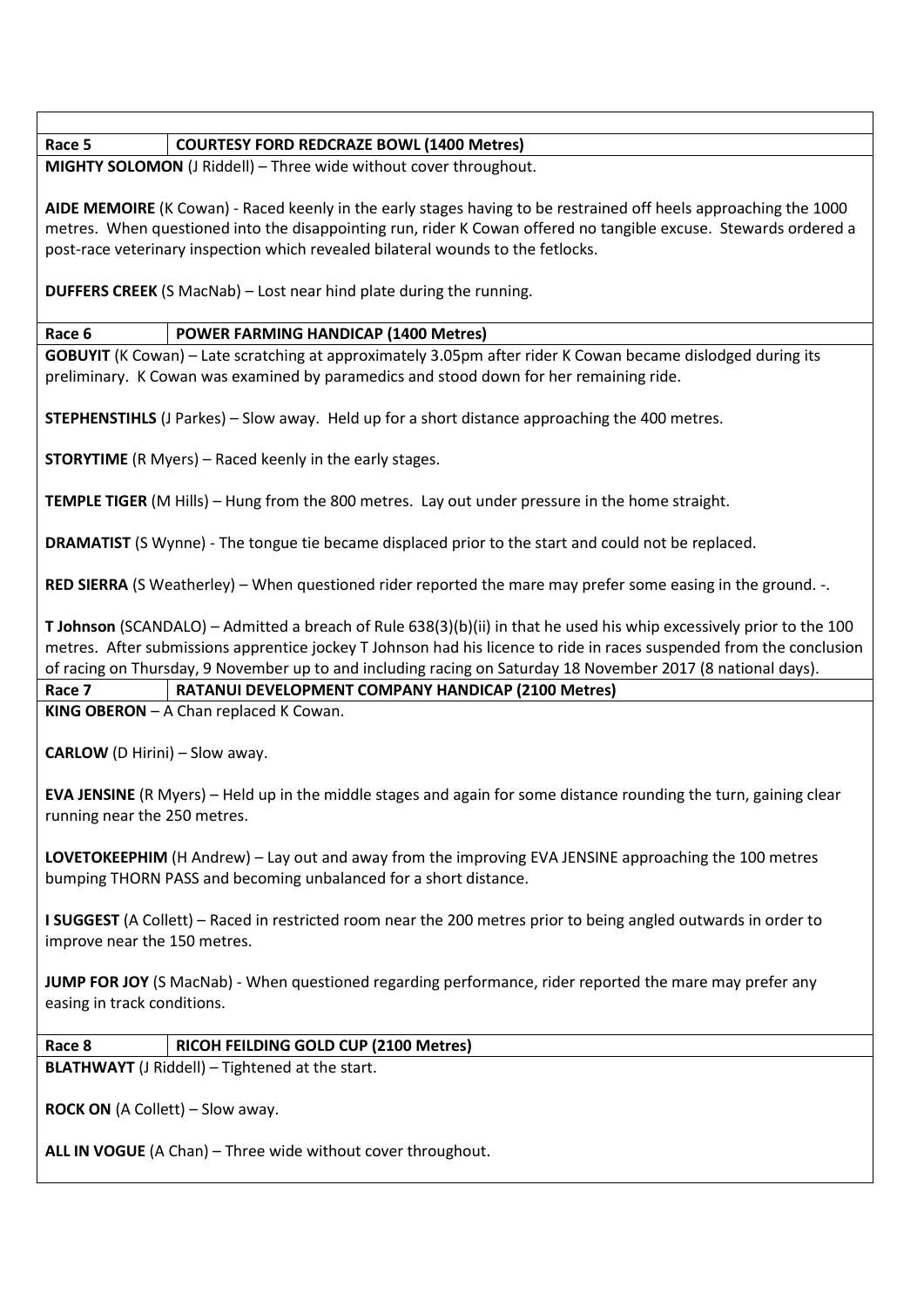| Race 5 | COURTESY FORD REDCRAZE BOWL (1400 Metres) |
|---|---|

**MIGHTY SOLOMON** (J Riddell) – Three wide without cover throughout.

**AIDE MEMOIRE** (K Cowan) - Raced keenly in the early stages having to be restrained off heels approaching the 1000 metres. When questioned into the disappointing run, rider K Cowan offered no tangible excuse. Stewards ordered a post-race veterinary inspection which revealed bilateral wounds to the fetlocks.

**DUFFERS CREEK** (S MacNab) – Lost near hind plate during the running.

| Race 6 | POWER FARMING HANDICAP (1400 Metres) |
|---|---|

**GOBUYIT** (K Cowan) – Late scratching at approximately 3.05pm after rider K Cowan became dislodged during its preliminary. K Cowan was examined by paramedics and stood down for her remaining ride.

**STEPHENSTIHLS** (J Parkes) – Slow away. Held up for a short distance approaching the 400 metres.

**STORYTIME** (R Myers) – Raced keenly in the early stages.

**TEMPLE TIGER** (M Hills) – Hung from the 800 metres. Lay out under pressure in the home straight.

**DRAMATIST** (S Wynne) - The tongue tie became displaced prior to the start and could not be replaced.

**RED SIERRA** (S Weatherley) – When questioned rider reported the mare may prefer some easing in the ground. -.

**T Johnson** (SCANDALO) – Admitted a breach of Rule 638(3)(b)(ii) in that he used his whip excessively prior to the 100 metres. After submissions apprentice jockey T Johnson had his licence to ride in races suspended from the conclusion of racing on Thursday, 9 November up to and including racing on Saturday 18 November 2017 (8 national days).

| Race 7 | RATANUI DEVELOPMENT COMPANY HANDICAP (2100 Metres) |
|---|---|

**KING OBERON** – A Chan replaced K Cowan.

**CARLOW** (D Hirini) – Slow away.

**EVA JENSINE** (R Myers) – Held up in the middle stages and again for some distance rounding the turn, gaining clear running near the 250 metres.

**LOVETOKEEPHIM** (H Andrew) – Lay out and away from the improving EVA JENSINE approaching the 100 metres bumping THORN PASS and becoming unbalanced for a short distance.

**I SUGGEST** (A Collett) – Raced in restricted room near the 200 metres prior to being angled outwards in order to improve near the 150 metres.

**JUMP FOR JOY** (S MacNab) - When questioned regarding performance, rider reported the mare may prefer any easing in track conditions.

| Race 8 | RICOH FEILDING GOLD CUP (2100 Metres) |
|---|---|

**BLATHWAYT** (J Riddell) – Tightened at the start.

**ROCK ON** (A Collett) – Slow away.

**ALL IN VOGUE** (A Chan) – Three wide without cover throughout.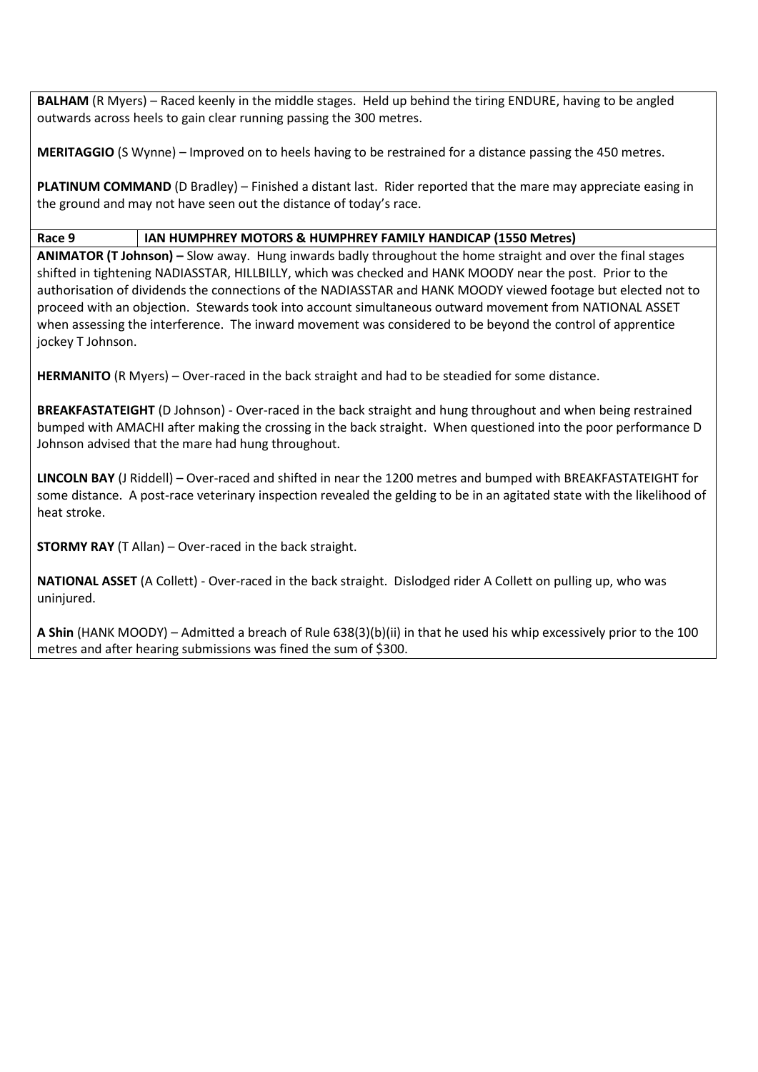**BALHAM** (R Myers) – Raced keenly in the middle stages. Held up behind the tiring ENDURE, having to be angled outwards across heels to gain clear running passing the 300 metres.

**MERITAGGIO** (S Wynne) – Improved on to heels having to be restrained for a distance passing the 450 metres.

**PLATINUM COMMAND** (D Bradley) – Finished a distant last. Rider reported that the mare may appreciate easing in the ground and may not have seen out the distance of today's race.

| Race 9 | IAN HUMPHREY MOTORS & HUMPHREY FAMILY HANDICAP (1550 Metres) |
|---|---|

**ANIMATOR (T Johnson) –** Slow away. Hung inwards badly throughout the home straight and over the final stages shifted in tightening NADIASSTAR, HILLBILLY, which was checked and HANK MOODY near the post. Prior to the authorisation of dividends the connections of the NADIASSTAR and HANK MOODY viewed footage but elected not to proceed with an objection. Stewards took into account simultaneous outward movement from NATIONAL ASSET when assessing the interference. The inward movement was considered to be beyond the control of apprentice jockey T Johnson.

**HERMANITO** (R Myers) – Over-raced in the back straight and had to be steadied for some distance.

**BREAKFASTATEIGHT** (D Johnson) - Over-raced in the back straight and hung throughout and when being restrained bumped with AMACHI after making the crossing in the back straight. When questioned into the poor performance D Johnson advised that the mare had hung throughout.

**LINCOLN BAY** (J Riddell) – Over-raced and shifted in near the 1200 metres and bumped with BREAKFASTATEIGHT for some distance. A post-race veterinary inspection revealed the gelding to be in an agitated state with the likelihood of heat stroke.

**STORMY RAY** (T Allan) – Over-raced in the back straight.

**NATIONAL ASSET** (A Collett) - Over-raced in the back straight. Dislodged rider A Collett on pulling up, who was uninjured.

**A Shin** (HANK MOODY) – Admitted a breach of Rule 638(3)(b)(ii) in that he used his whip excessively prior to the 100 metres and after hearing submissions was fined the sum of $300.